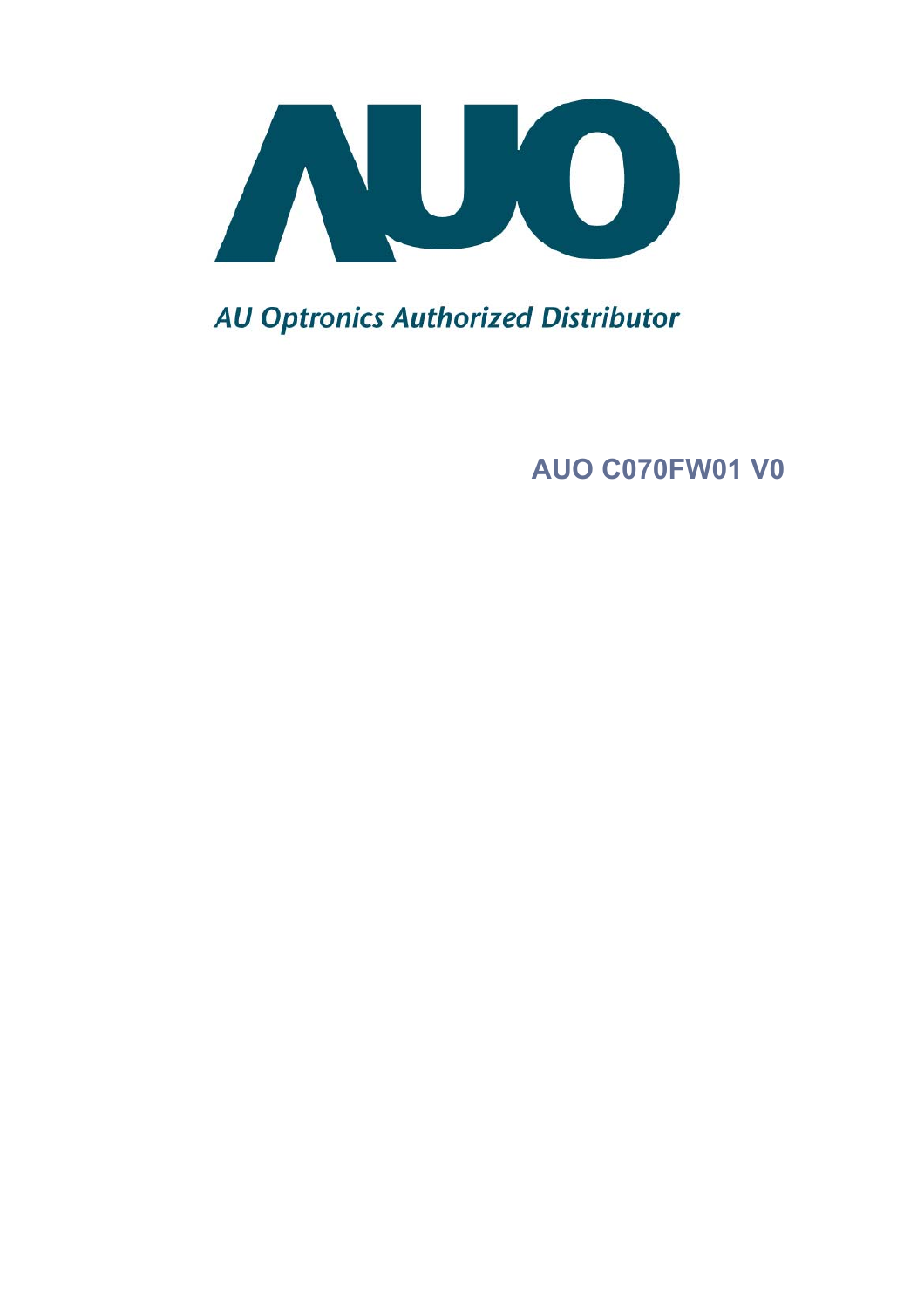AUO

*AU Optronics Authorized Distributor*

**AUO C070FW01 V0**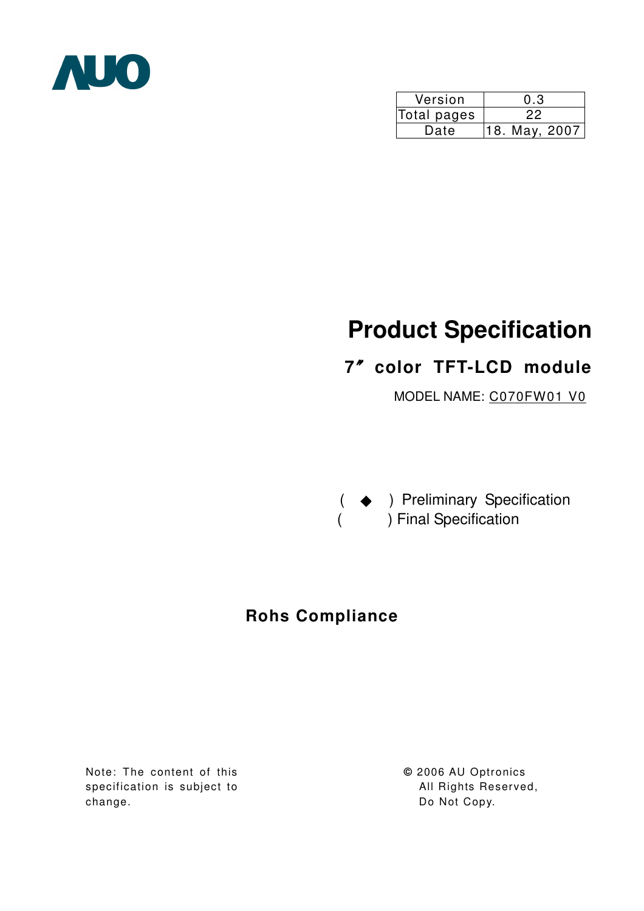AUO

| | |
|---|---|
| Version | 0.3 |
| Total pages | 22 |
| Date | 18. May, 2007 |

# Product Specification

## 7″ color TFT-LCD module

MODEL NAME: C070FW01 V0

( ◆ ) Preliminary Specification
( ) Final Specification

**Rohs Compliance**

Note: The content of this specification is subject to change.

© 2006 AU Optronics
All Rights Reserved,
Do Not Copy.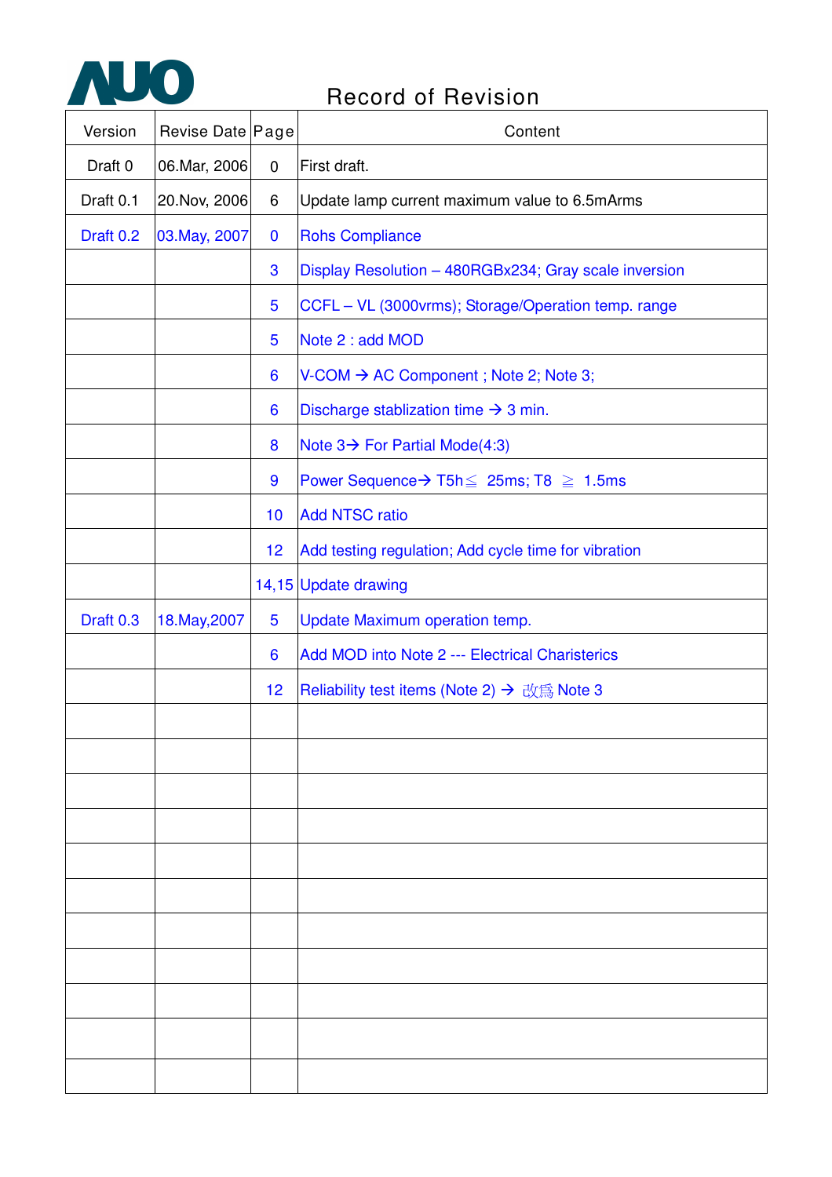AUO

# Record of Revision

| Version | Revise Date | Page | Content |
|---|---|---|---|
| Draft 0 | 06.Mar, 2006 | 0 | First draft. |
| Draft 0.1 | 20.Nov, 2006 | 6 | Update lamp current maximum value to 6.5mArms |
| Draft 0.2 | 03.May, 2007 | 0 | Rohs Compliance |
| | | 3 | Display Resolution – 480RGBx234; Gray scale inversion |
| | | 5 | CCFL – VL (3000vrms); Storage/Operation temp. range |
| | | 5 | Note 2 : add MOD |
| | | 6 | V-COM → AC Component ; Note 2; Note 3; |
| | | 6 | Discharge stablization time → 3 min. |
| | | 8 | Note 3→ For Partial Mode(4:3) |
| | | 9 | Power Sequence→ T5h≦ 25ms; T8 ≧ 1.5ms |
| | | 10 | Add NTSC ratio |
| | | 12 | Add testing regulation; Add cycle time for vibration |
| | | 14,15 | Update drawing |
| Draft 0.3 | 18.May,2007 | 5 | Update Maximum operation temp. |
| | | 6 | Add MOD into Note 2 --- Electrical Charisterics |
| | | 12 | Reliability test items (Note 2) → 改爲 Note 3 |
| | | | |
| | | | |
| | | | |
| | | | |
| | | | |
| | | | |
| | | | |
| | | | |
| | | | |
| | | | |
| | | | |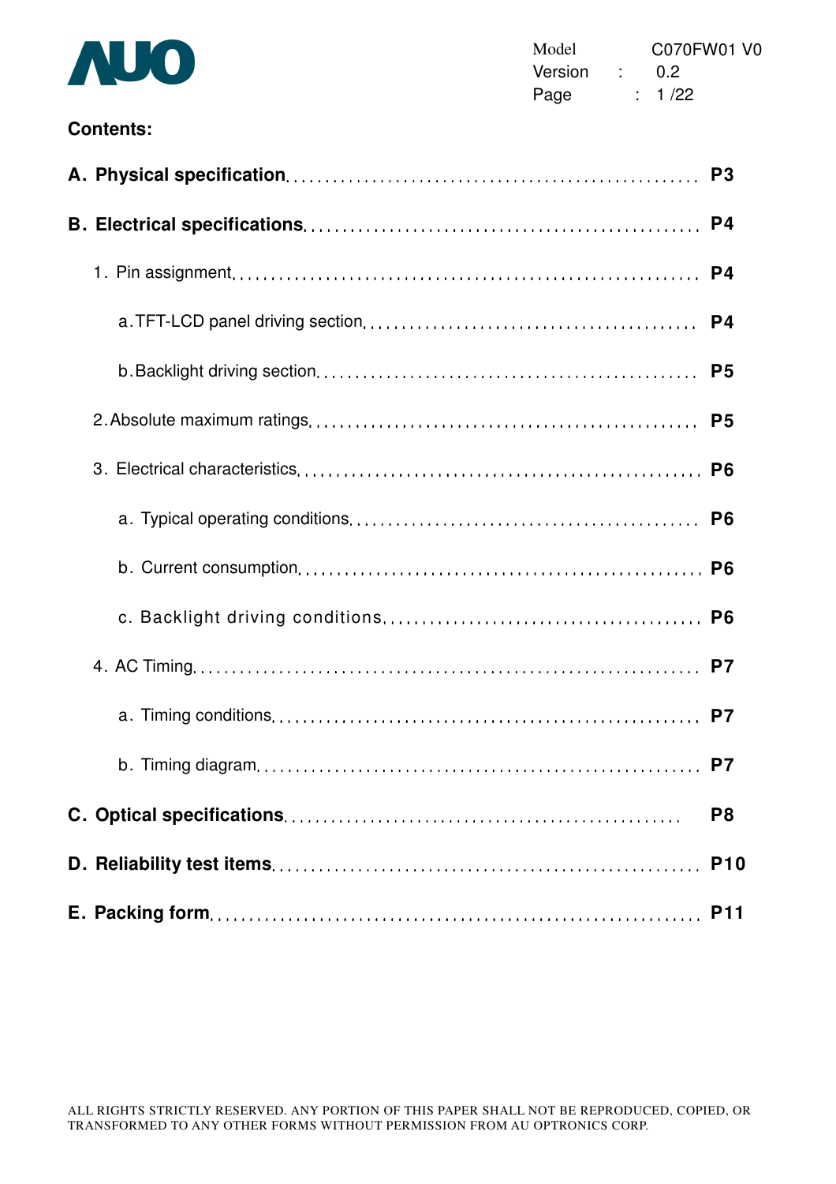**Contents:**

**A. Physical specification** ..................................................... **P3**

**B. Electrical specifications** ..................................................... **P4**

1. Pin assignment ..................................................... **P4**

   a. TFT-LCD panel driving section ..................................................... **P4**

   b. Backlight driving section ..................................................... **P5**

2. Absolute maximum ratings ..................................................... **P5**

3. Electrical characteristics ..................................................... **P6**

   a. Typical operating conditions ..................................................... **P6**

   b. Current consumption ..................................................... **P6**

   c. Backlight driving conditions ..................................................... **P6**

4. AC Timing ..................................................... **P7**

   a. Timing conditions ..................................................... **P7**

   b. Timing diagram ..................................................... **P7**

**C. Optical specifications** ..................................................... **P8**

**D. Reliability test items** ..................................................... **P10**

**E. Packing form** ..................................................... **P11**

ALL RIGHTS STRICTLY RESERVED. ANY PORTION OF THIS PAPER SHALL NOT BE REPRODUCED, COPIED, OR TRANSFORMED TO ANY OTHER FORMS WITHOUT PERMISSION FROM AU OPTRONICS CORP.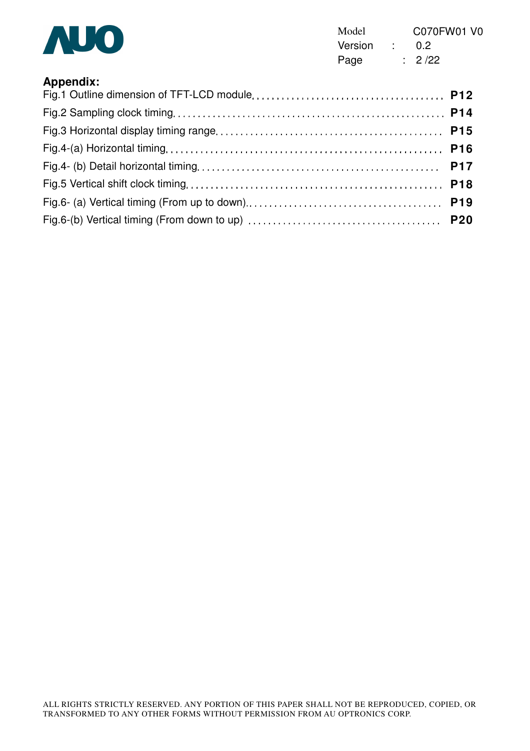**Appendix:**

Fig.1 Outline dimension of TFT-LCD module........................................ **P12**

Fig.2 Sampling clock timing...................................................... **P14**

Fig.3 Horizontal display timing range............................................ **P15**

Fig.4-(a) Horizontal timing...................................................... **P16**

Fig.4- (b) Detail horizontal timing.............................................. **P17**

Fig.5 Vertical shift clock timing................................................ **P18**

Fig.6- (a) Vertical timing (From up to down)..................................... **P19**

Fig.6-(b) Vertical timing (From down to up) ..................................... **P20**

ALL RIGHTS STRICTLY RESERVED. ANY PORTION OF THIS PAPER SHALL NOT BE REPRODUCED, COPIED, OR TRANSFORMED TO ANY OTHER FORMS WITHOUT PERMISSION FROM AU OPTRONICS CORP.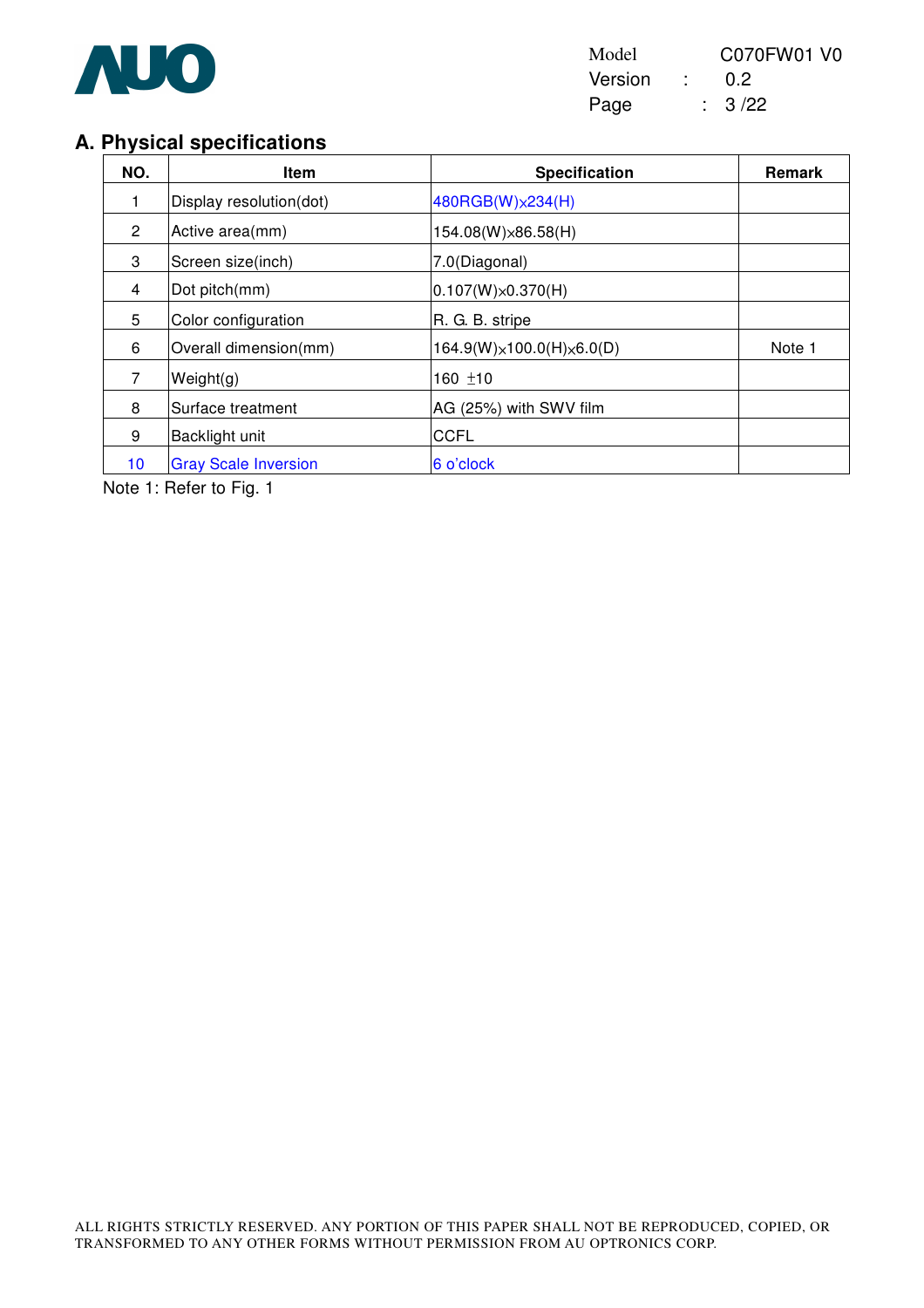## A. Physical specifications

| NO. | Item | Specification | Remark |
|---|---|---|---|
| 1 | Display resolution(dot) | 480RGB(W)x234(H) | |
| 2 | Active area(mm) | 154.08(W)x86.58(H) | |
| 3 | Screen size(inch) | 7.0(Diagonal) | |
| 4 | Dot pitch(mm) | 0.107(W)x0.370(H) | |
| 5 | Color configuration | R. G. B. stripe | |
| 6 | Overall dimension(mm) | 164.9(W)x100.0(H)x6.0(D) | Note 1 |
| 7 | Weight(g) | 160 ±10 | |
| 8 | Surface treatment | AG (25%) with SWV film | |
| 9 | Backlight unit | CCFL | |
| 10 | Gray Scale Inversion | 6 o'clock | |

Note 1: Refer to Fig. 1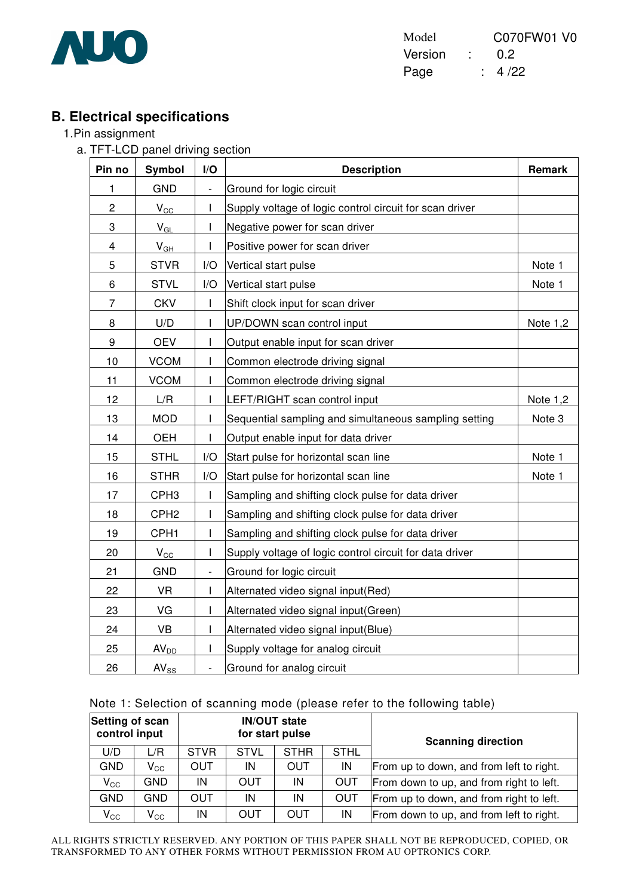## B. Electrical specifications

1.Pin assignment

a. TFT-LCD panel driving section

| Pin no | Symbol | I/O | Description | Remark |
|---|---|---|---|---|
| 1 | GND | - | Ground for logic circuit | |
| 2 | $V_{CC}$ | I | Supply voltage of logic control circuit for scan driver | |
| 3 | $V_{GL}$ | I | Negative power for scan driver | |
| 4 | $V_{GH}$ | I | Positive power for scan driver | |
| 5 | STVR | I/O | Vertical start pulse | Note 1 |
| 6 | STVL | I/O | Vertical start pulse | Note 1 |
| 7 | CKV | I | Shift clock input for scan driver | |
| 8 | U/D | I | UP/DOWN scan control input | Note 1,2 |
| 9 | OEV | I | Output enable input for scan driver | |
| 10 | VCOM | I | Common electrode driving signal | |
| 11 | VCOM | I | Common electrode driving signal | |
| 12 | L/R | I | LEFT/RIGHT scan control input | Note 1,2 |
| 13 | MOD | I | Sequential sampling and simultaneous sampling setting | Note 3 |
| 14 | OEH | I | Output enable input for data driver | |
| 15 | STHL | I/O | Start pulse for horizontal scan line | Note 1 |
| 16 | STHR | I/O | Start pulse for horizontal scan line | Note 1 |
| 17 | CPH3 | I | Sampling and shifting clock pulse for data driver | |
| 18 | CPH2 | I | Sampling and shifting clock pulse for data driver | |
| 19 | CPH1 | I | Sampling and shifting clock pulse for data driver | |
| 20 | $V_{CC}$ | I | Supply voltage of logic control circuit for data driver | |
| 21 | GND | - | Ground for logic circuit | |
| 22 | VR | I | Alternated video signal input(Red) | |
| 23 | VG | I | Alternated video signal input(Green) | |
| 24 | VB | I | Alternated video signal input(Blue) | |
| 25 | $AV_{DD}$ | I | Supply voltage for analog circuit | |
| 26 | $AV_{SS}$ | - | Ground for analog circuit | |

Note 1: Selection of scanning mode (please refer to the following table)

| Setting of scan control input | | IN/OUT state for start pulse | | | | Scanning direction |
|---|---|---|---|---|---|---|
| U/D | L/R | STVR | STVL | STHR | STHL | |
| GND | $V_{CC}$ | OUT | IN | OUT | IN | From up to down, and from left to right. |
| $V_{CC}$ | GND | IN | OUT | IN | OUT | From down to up, and from right to left. |
| GND | GND | OUT | IN | IN | OUT | From up to down, and from right to left. |
| $V_{CC}$ | $V_{CC}$ | IN | OUT | OUT | IN | From down to up, and from left to right. |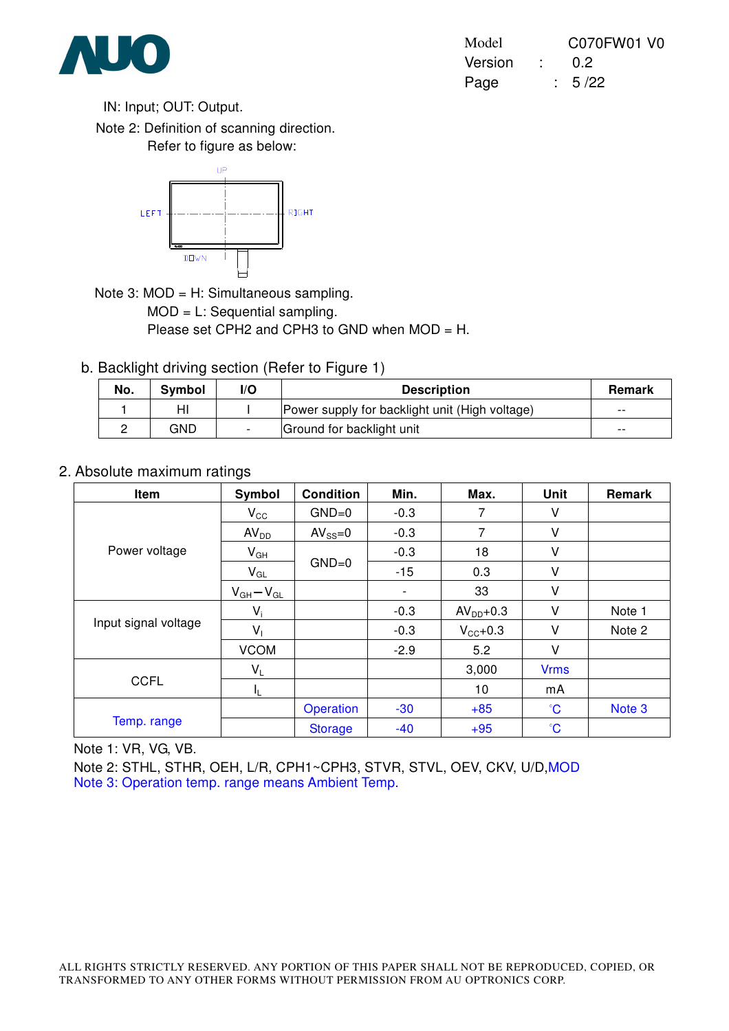IN: Input; OUT: Output.

Note 2: Definition of scanning direction.

Refer to figure as below:

UP

LEFT

RIGHT

DOWN

Note 3: MOD = H: Simultaneous sampling.

MOD = L: Sequential sampling.

Please set CPH2 and CPH3 to GND when MOD = H.

b. Backlight driving section (Refer to Figure 1)

| No. | Symbol | I/O | Description | Remark |
|---|---|---|---|---|
| 1 | HI | I | Power supply for backlight unit (High voltage) | -- |
| 2 | GND | - | Ground for backlight unit | -- |

## 2. Absolute maximum ratings

| Item | Symbol | Condition | Min. | Max. | Unit | Remark |
|---|---|---|---|---|---|---|
| Power voltage | $V_{CC}$ | GND=0 | -0.3 | 7 | V | |
| | $AV_{DD}$ | $AV_{SS}$=0 | -0.3 | 7 | V | |
| | $V_{GH}$ | GND=0 | -0.3 | 18 | V | |
| | $V_{GL}$ | | -15 | 0.3 | V | |
| | $V_{GH}-V_{GL}$ | | - | 33 | V | |
| Input signal voltage | $V_i$ | | -0.3 | $AV_{DD}$+0.3 | V | Note 1 |
| | $V_I$ | | -0.3 | $V_{CC}$+0.3 | V | Note 2 |
| | VCOM | | -2.9 | 5.2 | V | |
| CCFL | $V_L$ | | | 3,000 | Vrms | |
| | $I_L$ | | | 10 | mA | |
| Temp. range | | Operation | -30 | +85 | ℃ | Note 3 |
| | | Storage | -40 | +95 | ℃ | |

Note 1: VR, VG, VB.

Note 2: STHL, STHR, OEH, L/R, CPH1~CPH3, STVR, STVL, OEV, CKV, U/D,MOD

Note 3: Operation temp. range means Ambient Temp.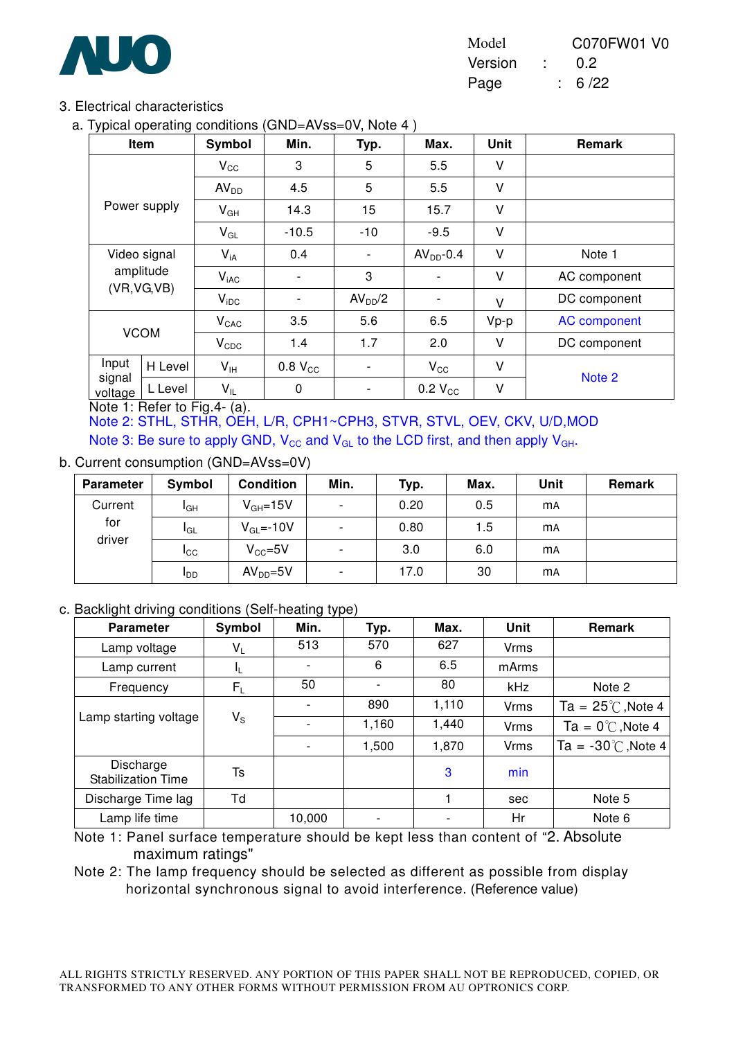## 3. Electrical characteristics

a. Typical operating conditions (GND=AVss=0V, Note 4 )

| Item | | Symbol | Min. | Typ. | Max. | Unit | Remark |
|---|---|---|---|---|---|---|---|
| Power supply | | $V_{CC}$ | 3 | 5 | 5.5 | V | |
| | | $AV_{DD}$ | 4.5 | 5 | 5.5 | V | |
| | | $V_{GH}$ | 14.3 | 15 | 15.7 | V | |
| | | $V_{GL}$ | -10.5 | -10 | -9.5 | V | |
| Video signal amplitude (VR,VG,VB) | | $V_{iA}$ | 0.4 | - | $AV_{DD}$-0.4 | V | Note 1 |
| | | $V_{iAC}$ | - | 3 | - | V | AC component |
| | | $V_{iDC}$ | - | $AV_{DD}/2$ | - | V | DC component |
| VCOM | | $V_{CAC}$ | 3.5 | 5.6 | 6.5 | Vp-p | AC component |
| | | $V_{CDC}$ | 1.4 | 1.7 | 2.0 | V | DC component |
| Input signal voltage | H Level | $V_{IH}$ | 0.8 $V_{CC}$ | - | $V_{CC}$ | V | Note 2 |
| | L Level | $V_{IL}$ | 0 | - | 0.2 $V_{CC}$ | V | |

Note 1: Refer to Fig.4- (a).
Note 2: STHL, STHR, OEH, L/R, CPH1~CPH3, STVR, STVL, OEV, CKV, U/D,MOD
Note 3: Be sure to apply GND, $V_{CC}$ and $V_{GL}$ to the LCD first, and then apply $V_{GH}$.

b. Current consumption (GND=AVss=0V)

| Parameter | Symbol | Condition | Min. | Typ. | Max. | Unit | Remark |
|---|---|---|---|---|---|---|---|
| Current for driver | $I_{GH}$ | $V_{GH}$=15V | - | 0.20 | 0.5 | mA | |
| | $I_{GL}$ | $V_{GL}$=-10V | - | 0.80 | 1.5 | mA | |
| | $I_{CC}$ | $V_{CC}$=5V | - | 3.0 | 6.0 | mA | |
| | $I_{DD}$ | $AV_{DD}$=5V | - | 17.0 | 30 | mA | |

c. Backlight driving conditions (Self-heating type)

| Parameter | Symbol | Min. | Typ. | Max. | Unit | Remark |
|---|---|---|---|---|---|---|
| Lamp voltage | $V_L$ | 513 | 570 | 627 | Vrms | |
| Lamp current | $I_L$ | - | 6 | 6.5 | mArms | |
| Frequency | $F_L$ | 50 | - | 80 | kHz | Note 2 |
| Lamp starting voltage | $V_S$ | - | 890 | 1,110 | Vrms | Ta = 25℃ ,Note 4 |
| | | - | 1,160 | 1,440 | Vrms | Ta = 0℃ ,Note 4 |
| | | - | 1,500 | 1,870 | Vrms | Ta = -30℃ ,Note 4 |
| Discharge Stabilization Time | Ts | | | 3 | min | |
| Discharge Time lag | Td | | | 1 | sec | Note 5 |
| Lamp life time | | 10,000 | - | - | Hr | Note 6 |

Note 1: Panel surface temperature should be kept less than content of "2. Absolute maximum ratings"

Note 2: The lamp frequency should be selected as different as possible from display horizontal synchronous signal to avoid interference. (Reference value)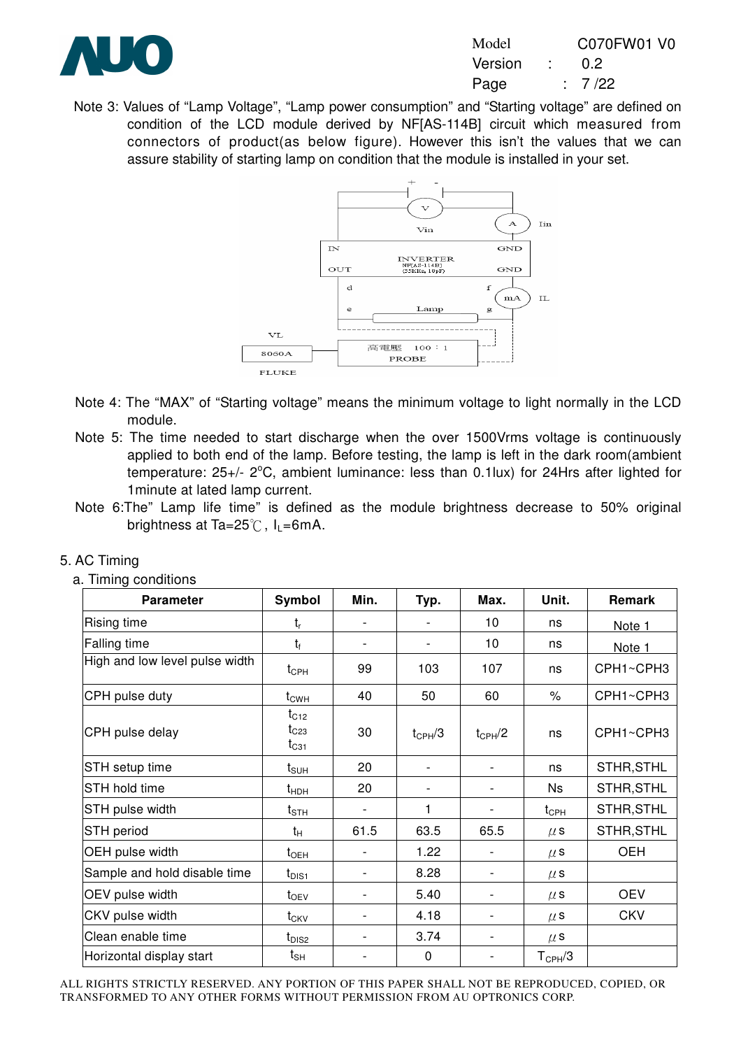Note 3: Values of "Lamp Voltage", "Lamp power consumption" and "Starting voltage" are defined on condition of the LCD module derived by NF[AS-114B] circuit which measured from connectors of product(as below figure). However this isn't the values that we can assure stability of starting lamp on condition that the module is installed in your set.

+ -
V
Vin
A
Iin
IN
GND
INVERTER
NF[AS-114B]
(55KHz, 18pF)
OUT
GND
d
f
mA
IL
e
Lamp
g
VL
8060A
高電壓 100 : 1
PROBE
FLUKE

Note 4: The "MAX" of "Starting voltage" means the minimum voltage to light normally in the LCD module.

Note 5: The time needed to start discharge when the over 1500Vrms voltage is continuously applied to both end of the lamp. Before testing, the lamp is left in the dark room(ambient temperature: 25+/- 2°C, ambient luminance: less than 0.1lux) for 24Hrs after lighted for 1minute at lated lamp current.

Note 6:The" Lamp life time" is defined as the module brightness decrease to 50% original brightness at Ta=25℃, $I_L$=6mA.

## 5. AC Timing

a. Timing conditions

| Parameter | Symbol | Min. | Typ. | Max. | Unit. | Remark |
|---|---|---|---|---|---|---|
| Rising time | $t_r$ | - | - | 10 | ns | Note 1 |
| Falling time | $t_f$ | - | - | 10 | ns | Note 1 |
| High and low level pulse width | $t_{CPH}$ | 99 | 103 | 107 | ns | CPH1~CPH3 |
| CPH pulse duty | $t_{CWH}$ | 40 | 50 | 60 | % | CPH1~CPH3 |
| CPH pulse delay | $t_{C12}$ $t_{C23}$ $t_{C31}$ | 30 | $t_{CPH}/3$ | $t_{CPH}/2$ | ns | CPH1~CPH3 |
| STH setup time | $t_{SUH}$ | 20 | - | - | ns | STHR,STHL |
| STH hold time | $t_{HDH}$ | 20 | - | - | Ns | STHR,STHL |
| STH pulse width | $t_{STH}$ | - | 1 | - | $t_{CPH}$ | STHR,STHL |
| STH period | $t_H$ | 61.5 | 63.5 | 65.5 | µs | STHR,STHL |
| OEH pulse width | $t_{OEH}$ | - | 1.22 | - | µs | OEH |
| Sample and hold disable time | $t_{DIS1}$ | - | 8.28 | - | µs | |
| OEV pulse width | $t_{OEV}$ | - | 5.40 | - | µs | OEV |
| CKV pulse width | $t_{CKV}$ | - | 4.18 | - | µs | CKV |
| Clean enable time | $t_{DIS2}$ | - | 3.74 | - | µs | |
| Horizontal display start | $t_{SH}$ | - | 0 | - | $T_{CPH}/3$ | |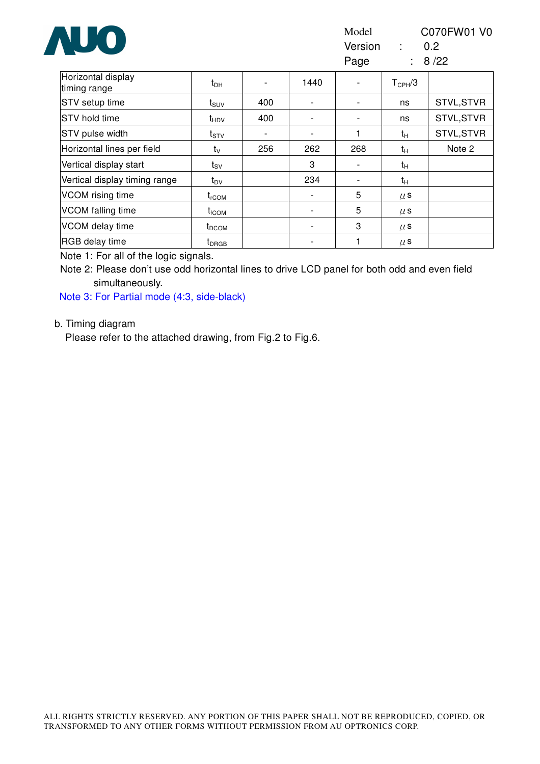| | | | | | | |
|---|---|---|---|---|---|---|
| Horizontal display timing range | $t_{DH}$ | - | 1440 | - | $T_{CPH}/3$ | |
| STV setup time | $t_{SUV}$ | 400 | - | - | ns | STVL,STVR |
| STV hold time | $t_{HDV}$ | 400 | - | - | ns | STVL,STVR |
| STV pulse width | $t_{STV}$ | - | - | 1 | $t_H$ | STVL,STVR |
| Horizontal lines per field | $t_V$ | 256 | 262 | 268 | $t_H$ | Note 2 |
| Vertical display start | $t_{SV}$ | | 3 | - | $t_H$ | |
| Vertical display timing range | $t_{DV}$ | | 234 | - | $t_H$ | |
| VCOM rising time | $t_{rCOM}$ | | - | 5 | $\mu$s | |
| VCOM falling time | $t_{fCOM}$ | | - | 5 | $\mu$s | |
| VCOM delay time | $t_{DCOM}$ | | - | 3 | $\mu$s | |
| RGB delay time | $t_{DRGB}$ | | - | 1 | $\mu$s | |

Note 1: For all of the logic signals.

Note 2: Please don't use odd horizontal lines to drive LCD panel for both odd and even field simultaneously.

Note 3: For Partial mode (4:3, side-black)

b. Timing diagram

Please refer to the attached drawing, from Fig.2 to Fig.6.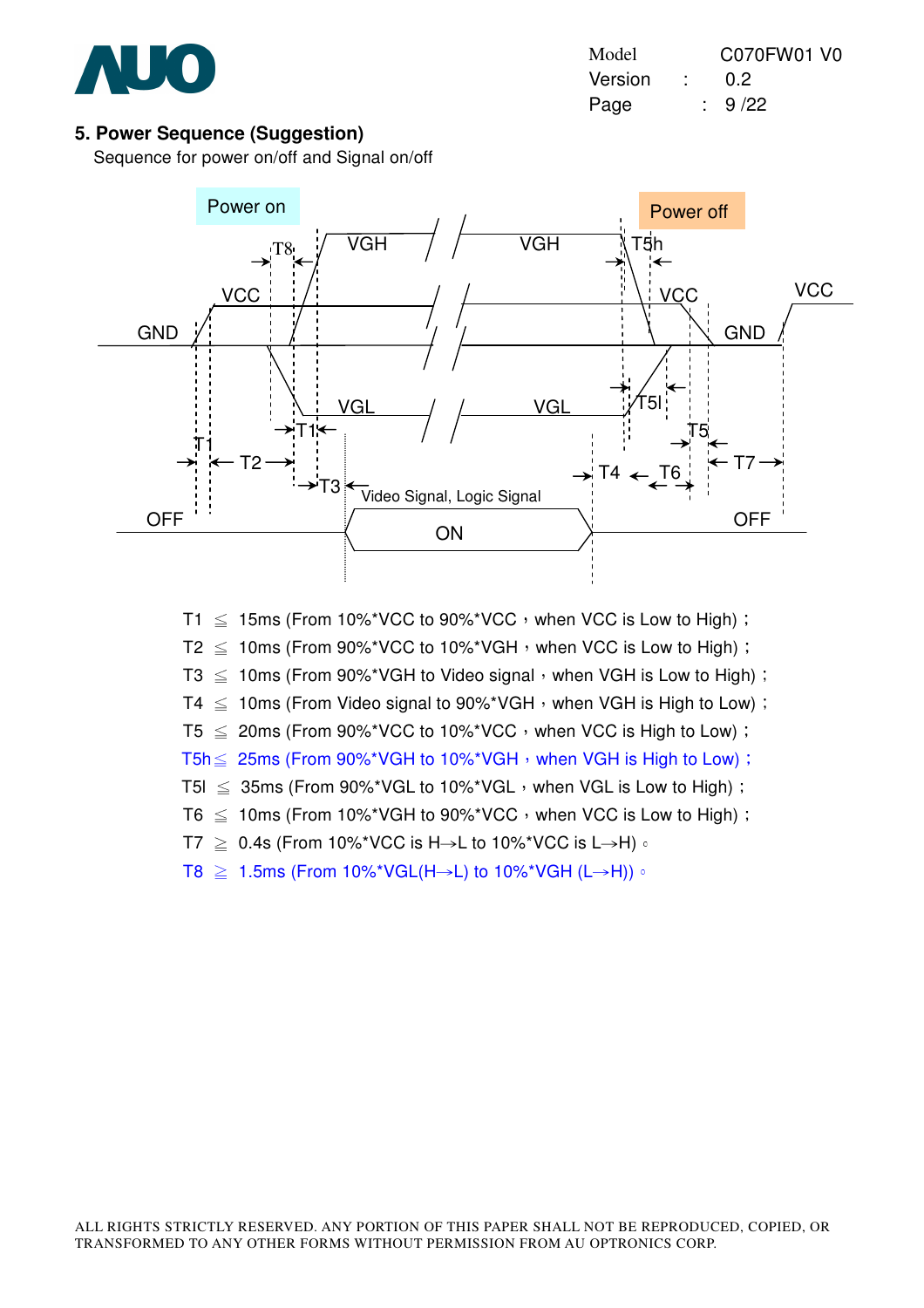## 5. Power Sequence (Suggestion)

Sequence for power on/off and Signal on/off

Power on

Power off

VGH

VGH

T8

T5h

VCC

VCC

VCC

GND

GND

VGL

VGL

T1

T5l

T5

T1

T2

T3

T4

T6

T7

Video Signal, Logic Signal

OFF

ON

OFF

T1 ≦ 15ms (From 10%*VCC to 90%*VCC，when VCC is Low to High)；

T2 ≦ 10ms (From 90%*VCC to 10%*VGH，when VCC is Low to High)；

T3 ≦ 10ms (From 90%*VGH to Video signal，when VGH is Low to High)；

T4 ≦ 10ms (From Video signal to 90%*VGH，when VGH is High to Low)；

T5 ≦ 20ms (From 90%*VCC to 10%*VCC，when VCC is High to Low)；

T5h ≦ 25ms (From 90%*VGH to 10%*VGH，when VGH is High to Low)；

T5l ≦ 35ms (From 90%*VGL to 10%*VGL，when VGL is Low to High)；

T6 ≦ 10ms (From 10%*VGH to 90%*VCC，when VCC is Low to High)；

T7 ≧ 0.4s (From 10%*VCC is H→L to 10%*VCC is L→H)。

T8 ≧ 1.5ms (From 10%*VGL(H→L) to 10%*VGH (L→H))。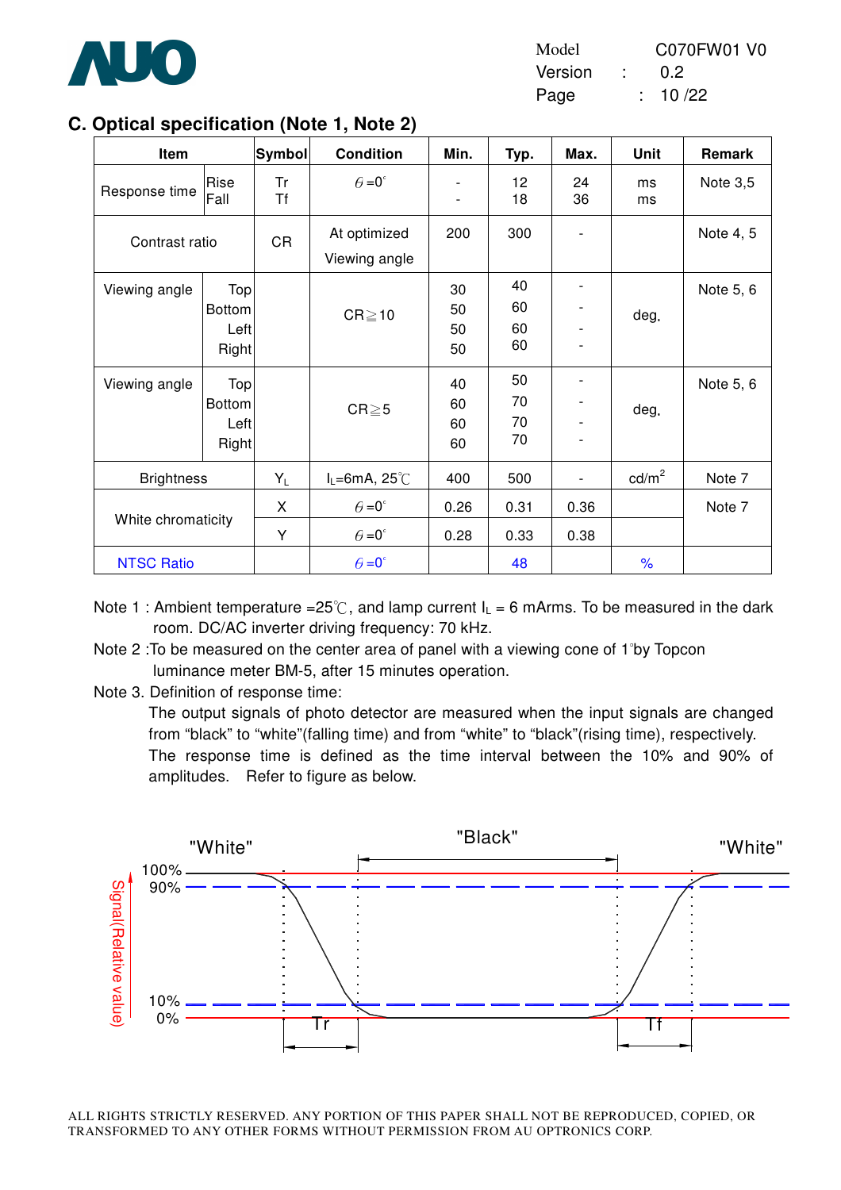## C. Optical specification (Note 1, Note 2)

| Item | | Symbol | Condition | Min. | Typ. | Max. | Unit | Remark |
|---|---|---|---|---|---|---|---|---|
| Response time | Rise<br>Fall | Tr<br>Tf | $\theta$=0° | -<br>- | 12<br>18 | 24<br>36 | ms<br>ms | Note 3,5 |
| Contrast ratio | | CR | At optimized Viewing angle | 200 | 300 | - | | Note 4, 5 |
| Viewing angle | Top<br>Bottom<br>Left<br>Right | | CR≧10 | 30<br>50<br>50<br>50 | 40<br>60<br>60<br>60 | -<br>-<br>-<br>- | deg. | Note 5, 6 |
| Viewing angle | Top<br>Bottom<br>Left<br>Right | | CR≧5 | 40<br>60<br>60<br>60 | 50<br>70<br>70<br>70 | -<br>-<br>-<br>- | deg. | Note 5, 6 |
| Brightness | | $Y_L$ | $I_L$=6mA, 25℃ | 400 | 500 | - | cd/m$^2$ | Note 7 |
| White chromaticity | | X | $\theta$=0° | 0.26 | 0.31 | 0.36 | | Note 7 |
| | | Y | $\theta$=0° | 0.28 | 0.33 | 0.38 | | |
| NTSC Ratio | | | $\theta$=0° | | 48 | | % | |

Note 1 : Ambient temperature =25℃, and lamp current $I_L$ = 6 mArms. To be measured in the dark room. DC/AC inverter driving frequency: 70 kHz.

Note 2 :To be measured on the center area of panel with a viewing cone of 1°by Topcon luminance meter BM-5, after 15 minutes operation.

Note 3. Definition of response time:

The output signals of photo detector are measured when the input signals are changed from "black" to "white"(falling time) and from "white" to "black"(rising time), respectively. The response time is defined as the time interval between the 10% and 90% of amplitudes. Refer to figure as below.

"White"
"Black"
"White"
100%
90%
10%
0%
Signal(Relative value)
Tr
Tf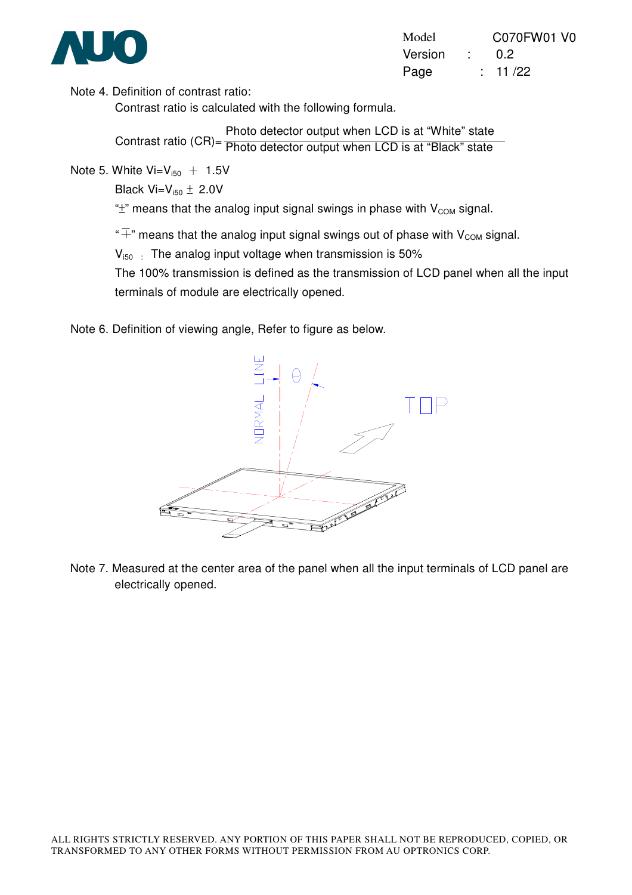Note 4. Definition of contrast ratio:

Contrast ratio is calculated with the following formula.

$$\text{Contrast ratio (CR)} = \frac{\text{Photo detector output when LCD is at "White" state}}{\text{Photo detector output when LCD is at "Black" state}}$$

Note 5. White $Vi = V_{i50} + 1.5V$

Black $Vi = V_{i50} \pm 2.0V$

"$\pm$" means that the analog input signal swings in phase with $V_{COM}$ signal.

"$\mp$" means that the analog input signal swings out of phase with $V_{COM}$ signal.

$V_{i50}$ : The analog input voltage when transmission is 50%

The 100% transmission is defined as the transmission of LCD panel when all the input terminals of module are electrically opened.

Note 6. Definition of viewing angle, Refer to figure as below.

NORMAL LINE

θ

TOP

Note 7. Measured at the center area of the panel when all the input terminals of LCD panel are electrically opened.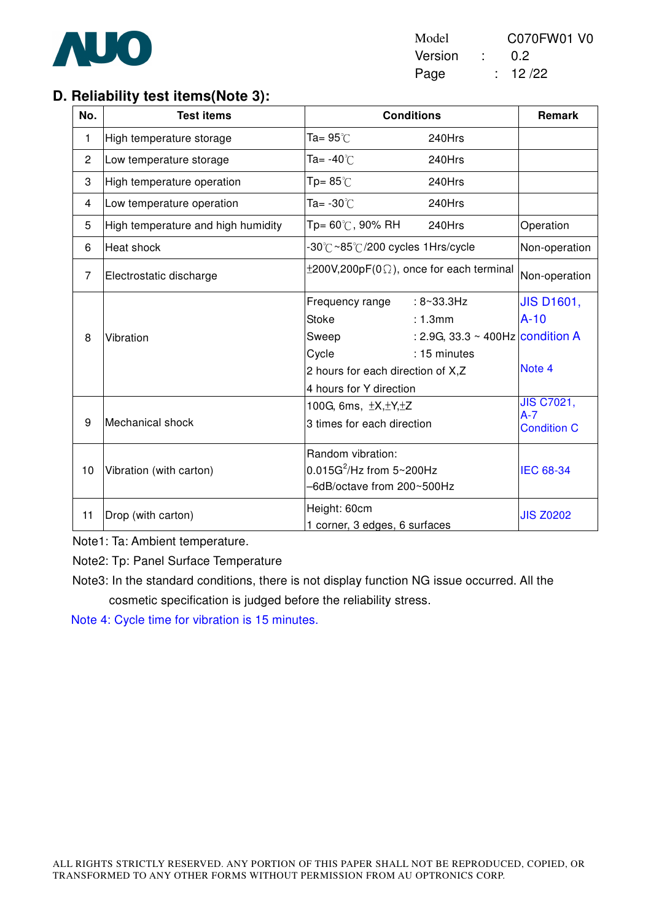## D. Reliability test items(Note 3):

| No. | Test items | Conditions | Remark |
|---|---|---|---|
| 1 | High temperature storage | Ta= 95℃ 240Hrs | |
| 2 | Low temperature storage | Ta= -40℃ 240Hrs | |
| 3 | High temperature operation | Tp= 85℃ 240Hrs | |
| 4 | Low temperature operation | Ta= -30℃ 240Hrs | |
| 5 | High temperature and high humidity | Tp= 60℃, 90% RH 240Hrs | Operation |
| 6 | Heat shock | -30℃~85℃/200 cycles 1Hrs/cycle | Non-operation |
| 7 | Electrostatic discharge | ±200V,200pF(0Ω), once for each terminal | Non-operation |
| 8 | Vibration | Frequency range : 8~33.3Hz<br>Stoke : 1.3mm<br>Sweep : 2.9G, 33.3 ~ 400Hz<br>Cycle : 15 minutes<br>2 hours for each direction of X,Z<br>4 hours for Y direction | JIS D1601, A-10 condition A<br>Note 4 |
| 9 | Mechanical shock | 100G, 6ms, ±X,±Y,±Z<br>3 times for each direction | JIS C7021, A-7 Condition C |
| 10 | Vibration (with carton) | Random vibration:<br>0.015$G^2$/Hz from 5~200Hz<br>–6dB/octave from 200~500Hz | IEC 68-34 |
| 11 | Drop (with carton) | Height: 60cm<br>1 corner, 3 edges, 6 surfaces | JIS Z0202 |

Note1: Ta: Ambient temperature.

Note2: Tp: Panel Surface Temperature

Note3: In the standard conditions, there is not display function NG issue occurred. All the cosmetic specification is judged before the reliability stress.

Note 4: Cycle time for vibration is 15 minutes.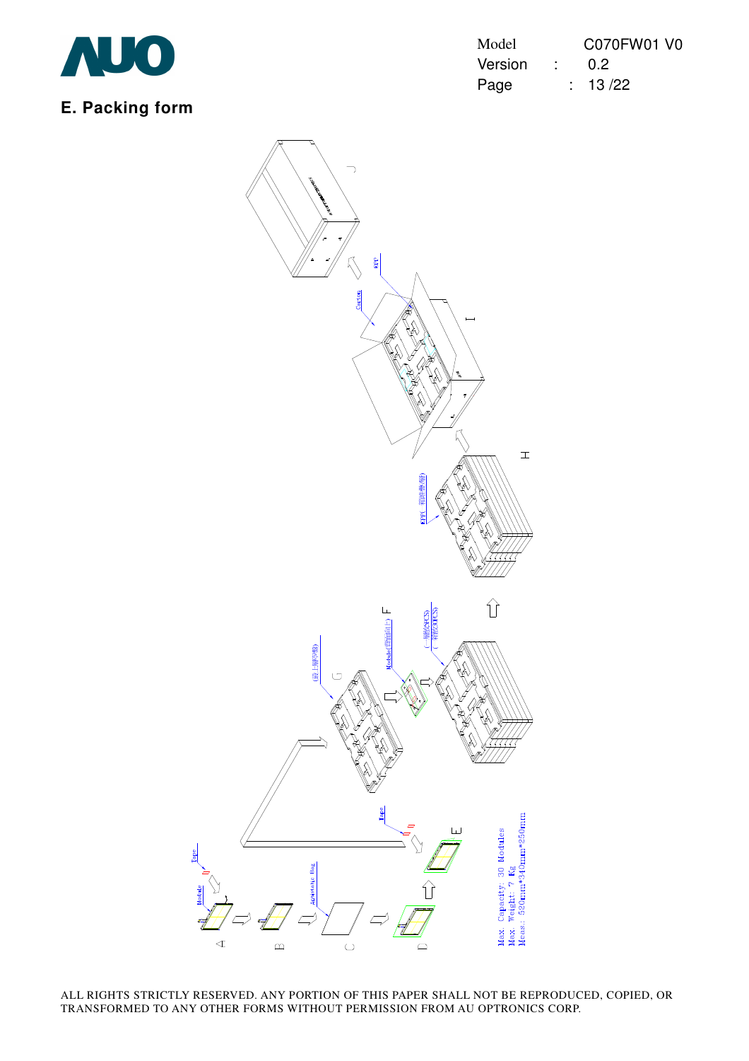## E. Packing form

Module
Tape
Antistatic Bag
Tape
A
B
C
D
E
F
G
H
I
J
Carton
EPE
EPP

Max. Capacity: 30 Modules
Max. Weight: 7 Kg
Meas.: 520mm*340mm*250mm

ALL RIGHTS STRICTLY RESERVED. ANY PORTION OF THIS PAPER SHALL NOT BE REPRODUCED, COPIED, OR TRANSFORMED TO ANY OTHER FORMS WITHOUT PERMISSION FROM AU OPTRONICS CORP.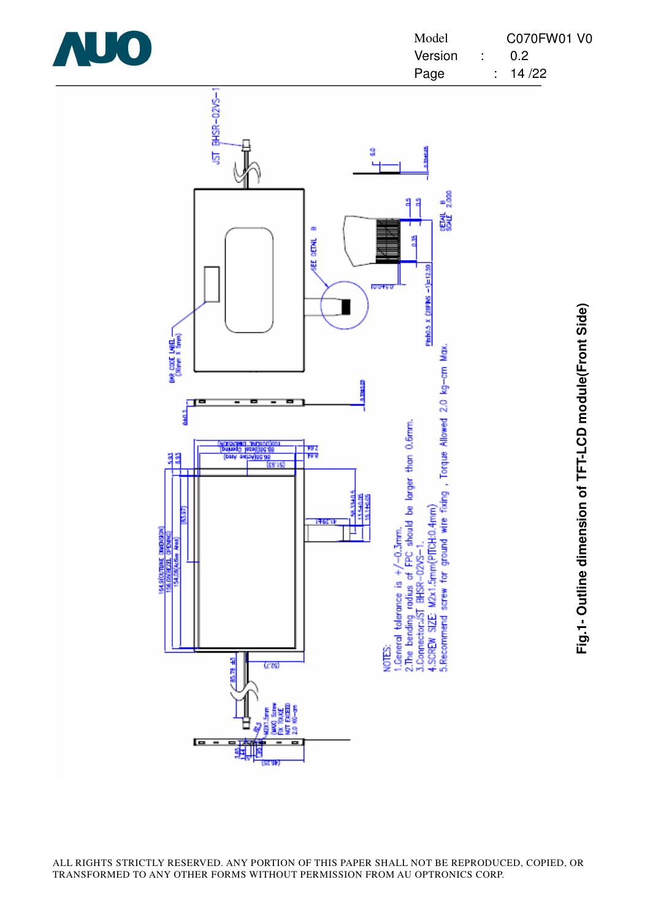JST BHSR-02VS-1

BAR CODE LABEL (30mm X 5mm)

SEE DETAIL B

DETAIL B SCALE 2.000

Pitch0.5 X (26PINS -1)=12.50

164.9(OUTLINE DIMENSION)
156.08(BEZEL OPENING)
154.08(Active Area)

100(OUTLINE DIMENSION)
88.58(Bezel Opening)
86.58(Active Area)

NOTES:
1.General tolerance is +/-0.3mm.
2.The bending radius of FPC should be larger than 0.6mm.
3.Connector:JST BHSR-02VS-1.
4.SCREW SIZE: M2x1.5mm(PITCH:0.4mm)
5.Recommend screw for ground wire fixing , Torque Allowed 2.0 kg-cm Max.

M2x1.5mm (MAX) Screw FIX TOUGE NOT EXCEED 2.0 KG-cm

**Fig.1- Outline dimension of TFT-LCD module(Front Side)**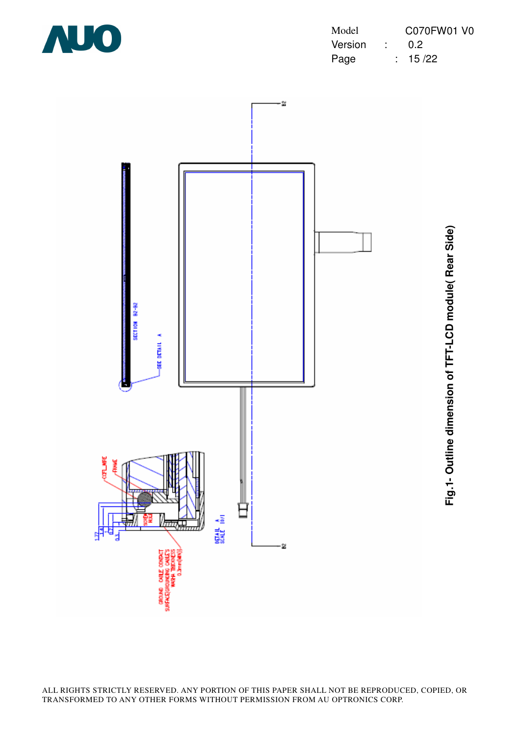SECTION B2-B2

SEE DETAIL A

CCFL_WIRE

FRAME

SCREW HOLE

1.27

1.4

0.2

0.1

GROUND CABLE CONTACT SURFACE(GROUNDING CABLE'S WASHA THICKNESS 0.3mm(MIN))

DETAIL A SCALE 10/1

B2

B2

**Fig.1- Outline dimension of TFT-LCD module( Rear Side)**

ALL RIGHTS STRICTLY RESERVED. ANY PORTION OF THIS PAPER SHALL NOT BE REPRODUCED, COPIED, OR TRANSFORMED TO ANY OTHER FORMS WITHOUT PERMISSION FROM AU OPTRONICS CORP.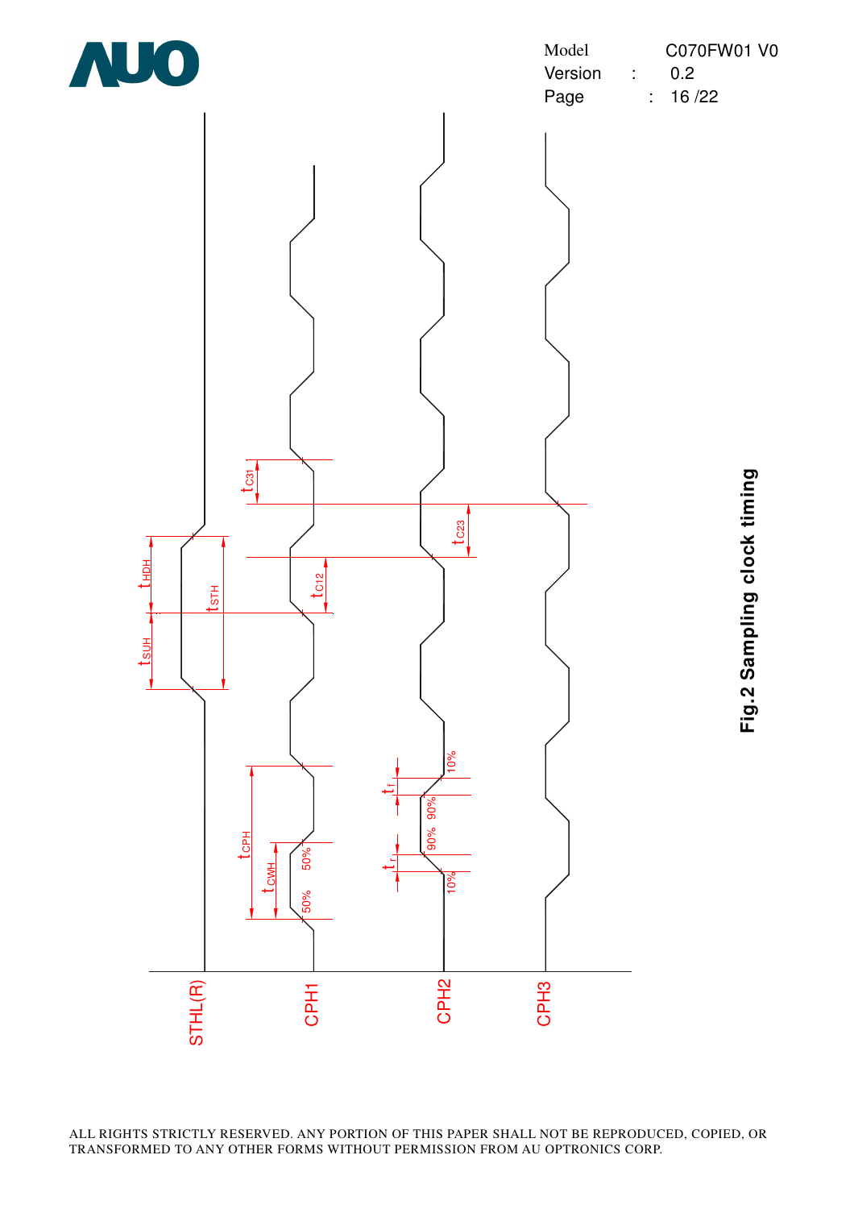Fig.2 Sampling clock timing

ALL RIGHTS STRICTLY RESERVED. ANY PORTION OF THIS PAPER SHALL NOT BE REPRODUCED, COPIED, OR TRANSFORMED TO ANY OTHER FORMS WITHOUT PERMISSION FROM AU OPTRONICS CORP.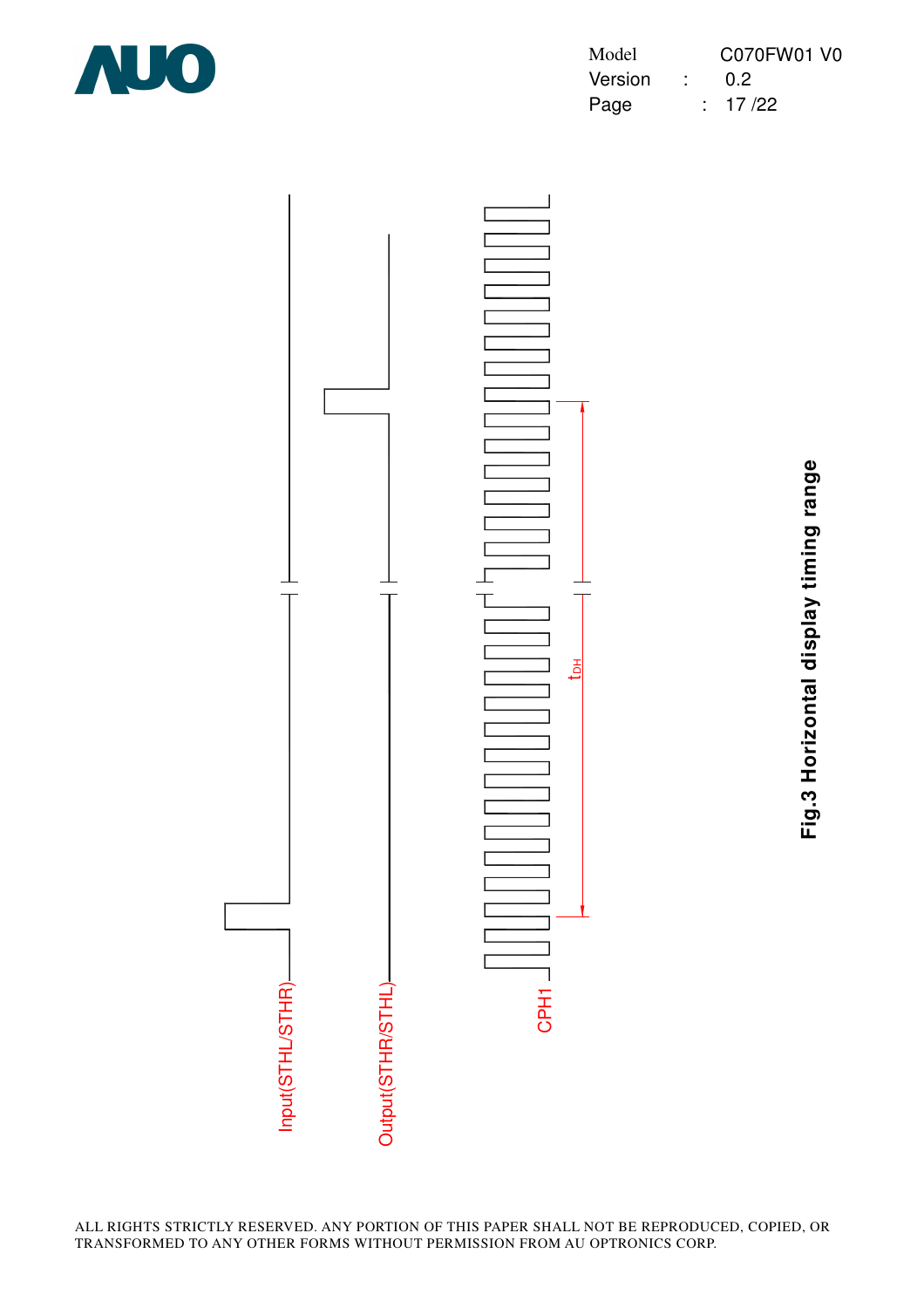Input(STHL/STHR)

Output(STHR/STHL)

CPH1

$t_{DH}$

**Fig.3 Horizontal display timing range**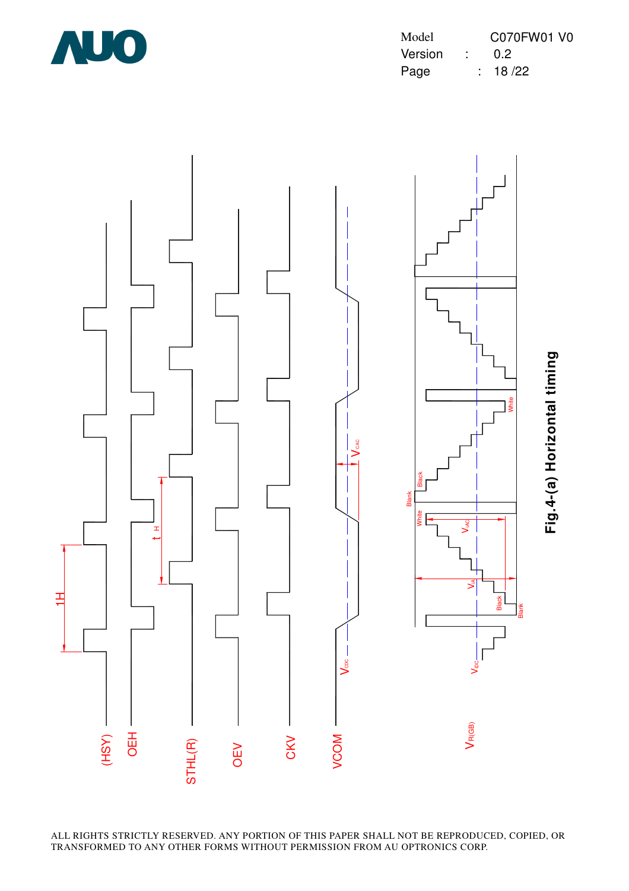(HSY)

OEH

STHL(R)

OEV

CKV

VCOM

$V_{R(GB)}$

1H

$t_H$

$V_{CDC}$

$V_{CAC}$

$V_{IDC}$

$V_{IAC}$

$V_{IA}$

Blank

Black

White

**Fig.4-(a) Horizontal timing**

ALL RIGHTS STRICTLY RESERVED. ANY PORTION OF THIS PAPER SHALL NOT BE REPRODUCED, COPIED, OR TRANSFORMED TO ANY OTHER FORMS WITHOUT PERMISSION FROM AU OPTRONICS CORP.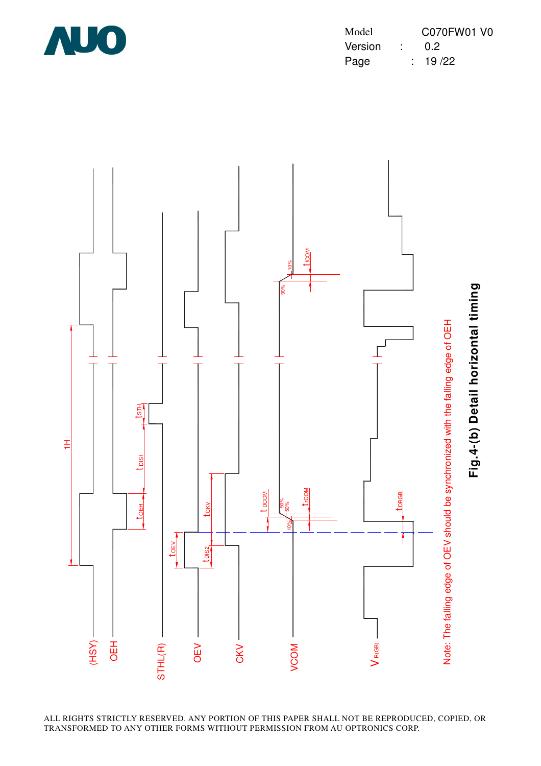(HSY)
OEH
STHL(R)
OEV
CKV
VCOM
$V_{R(GB)}$

1H
$t_{STH}$
$t_{DIS1}$
$t_{OEH}$
$t_{OEV}$
$t_{DIS2}$
$t_{CKV}$
$t_{DCOM}$
$t_{rCOM}$
$t_{fCOM}$
$t_{DRGB}$
90%
50%
10%
90%
10%

Note: The falling edge of OEV should be synchronized with the falling edge of OEH

**Fig.4-(b) Detail horizontal timing**

ALL RIGHTS STRICTLY RESERVED. ANY PORTION OF THIS PAPER SHALL NOT BE REPRODUCED, COPIED, OR TRANSFORMED TO ANY OTHER FORMS WITHOUT PERMISSION FROM AU OPTRONICS CORP.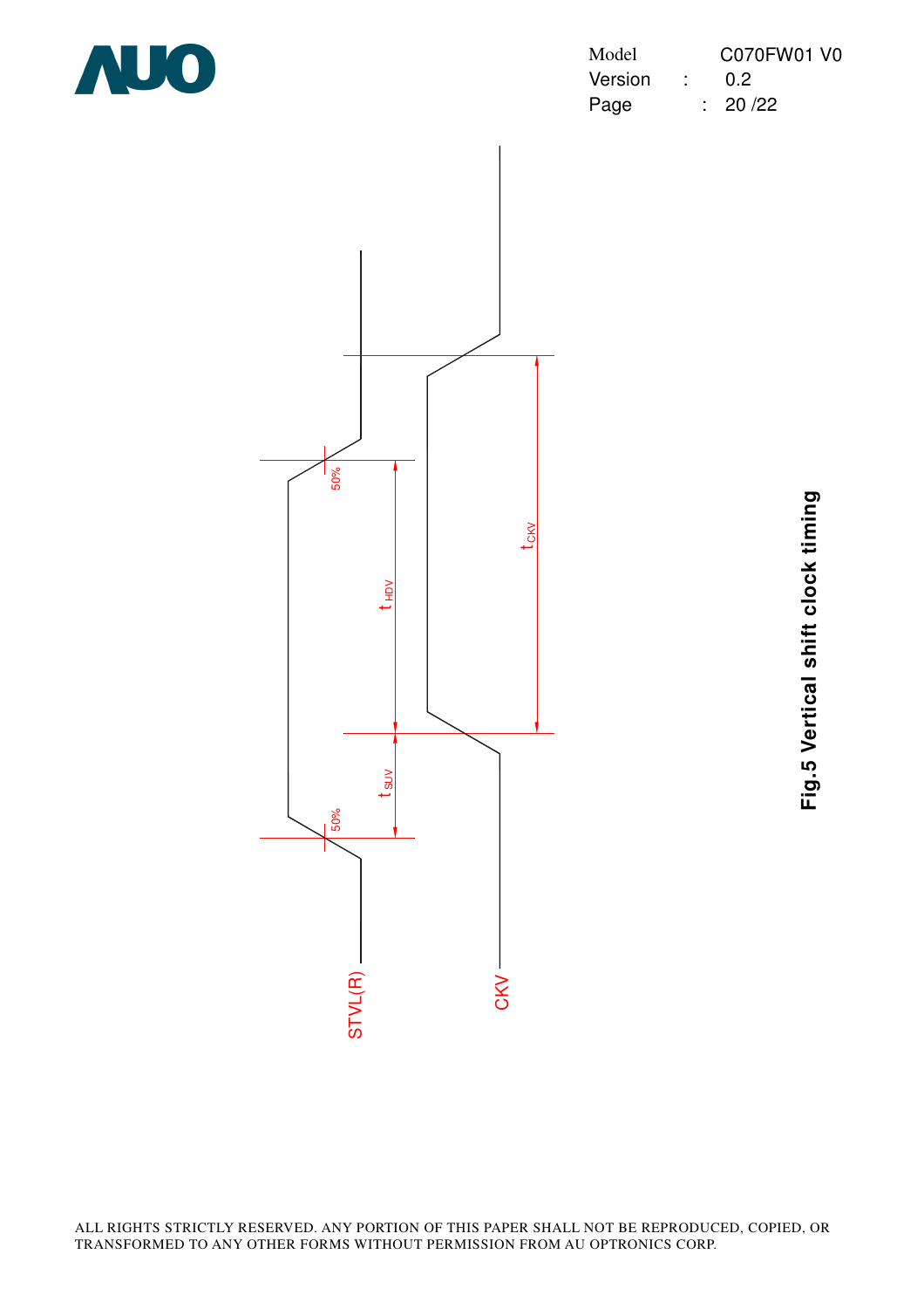STVL(R)

CKV

50%

50%

$t_{SUV}$

$t_{HDV}$

$t_{CKV}$

**Fig.5 Vertical shift clock timing**

ALL RIGHTS STRICTLY RESERVED. ANY PORTION OF THIS PAPER SHALL NOT BE REPRODUCED, COPIED, OR TRANSFORMED TO ANY OTHER FORMS WITHOUT PERMISSION FROM AU OPTRONICS CORP.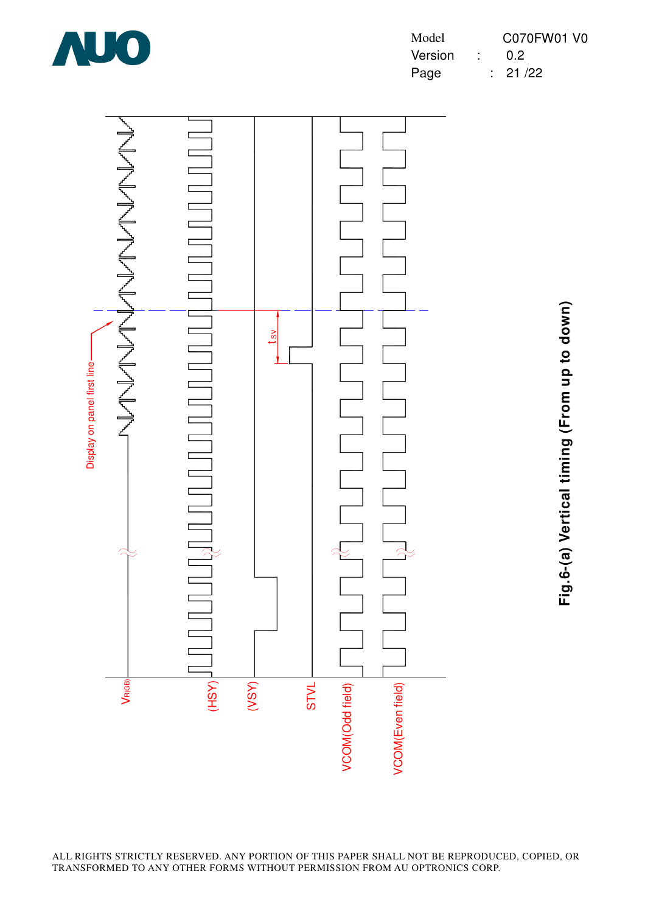Display on panel first line

$t_{SV}$

$V_{R(GB)}$

(HSY)

(VSY)

STVL

VCOM(Odd field)

VCOM(Even field)

**Fig.6-(a) Vertical timing (From up to down)**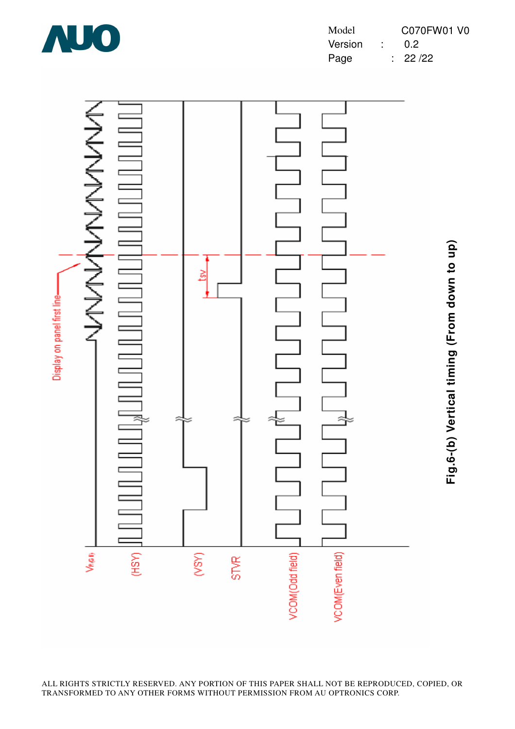Display on panel first line

tsv

$V_{R,G,B}$

(HSY)

(VSY)

STVR

VCOM(Odd field)

VCOM(Even field)

**Fig.6-(b) Vertical timing (From down to up)**